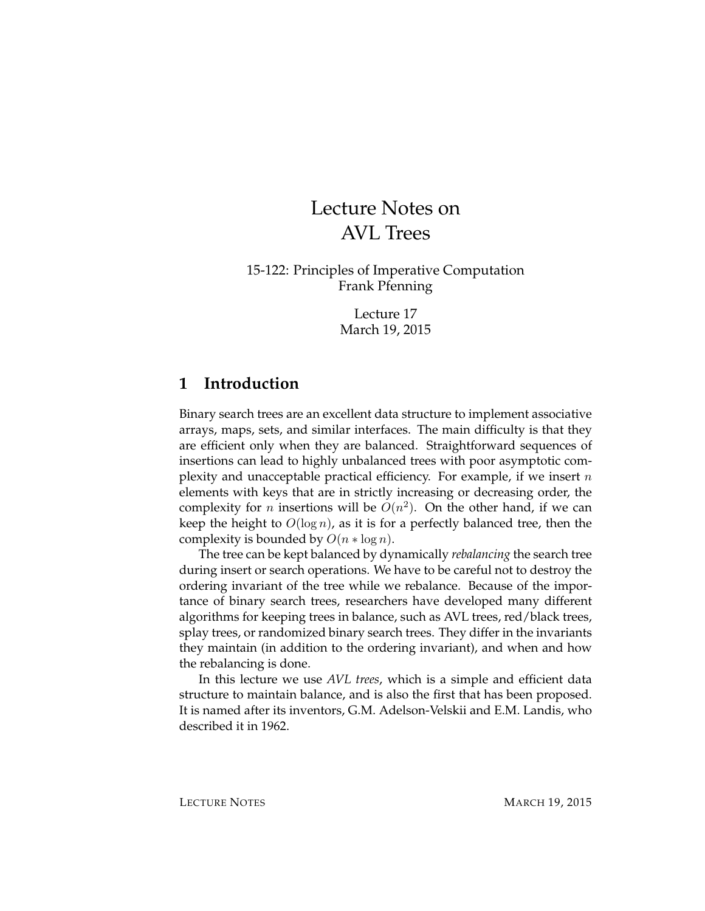# Lecture Notes on AVL Trees

15-122: Principles of Imperative Computation
Frank Pfenning

Lecture 17
March 19, 2015

## 1 Introduction

Binary search trees are an excellent data structure to implement associative arrays, maps, sets, and similar interfaces. The main difficulty is that they are efficient only when they are balanced. Straightforward sequences of insertions can lead to highly unbalanced trees with poor asymptotic complexity and unacceptable practical efficiency. For example, if we insert $n$ elements with keys that are in strictly increasing or decreasing order, the complexity for $n$ insertions will be $O(n^2)$. On the other hand, if we can keep the height to $O(\log n)$, as it is for a perfectly balanced tree, then the complexity is bounded by $O(n * \log n)$.

The tree can be kept balanced by dynamically *rebalancing* the search tree during insert or search operations. We have to be careful not to destroy the ordering invariant of the tree while we rebalance. Because of the importance of binary search trees, researchers have developed many different algorithms for keeping trees in balance, such as AVL trees, red/black trees, splay trees, or randomized binary search trees. They differ in the invariants they maintain (in addition to the ordering invariant), and when and how the rebalancing is done.

In this lecture we use *AVL trees*, which is a simple and efficient data structure to maintain balance, and is also the first that has been proposed. It is named after its inventors, G.M. Adelson-Velskii and E.M. Landis, who described it in 1962.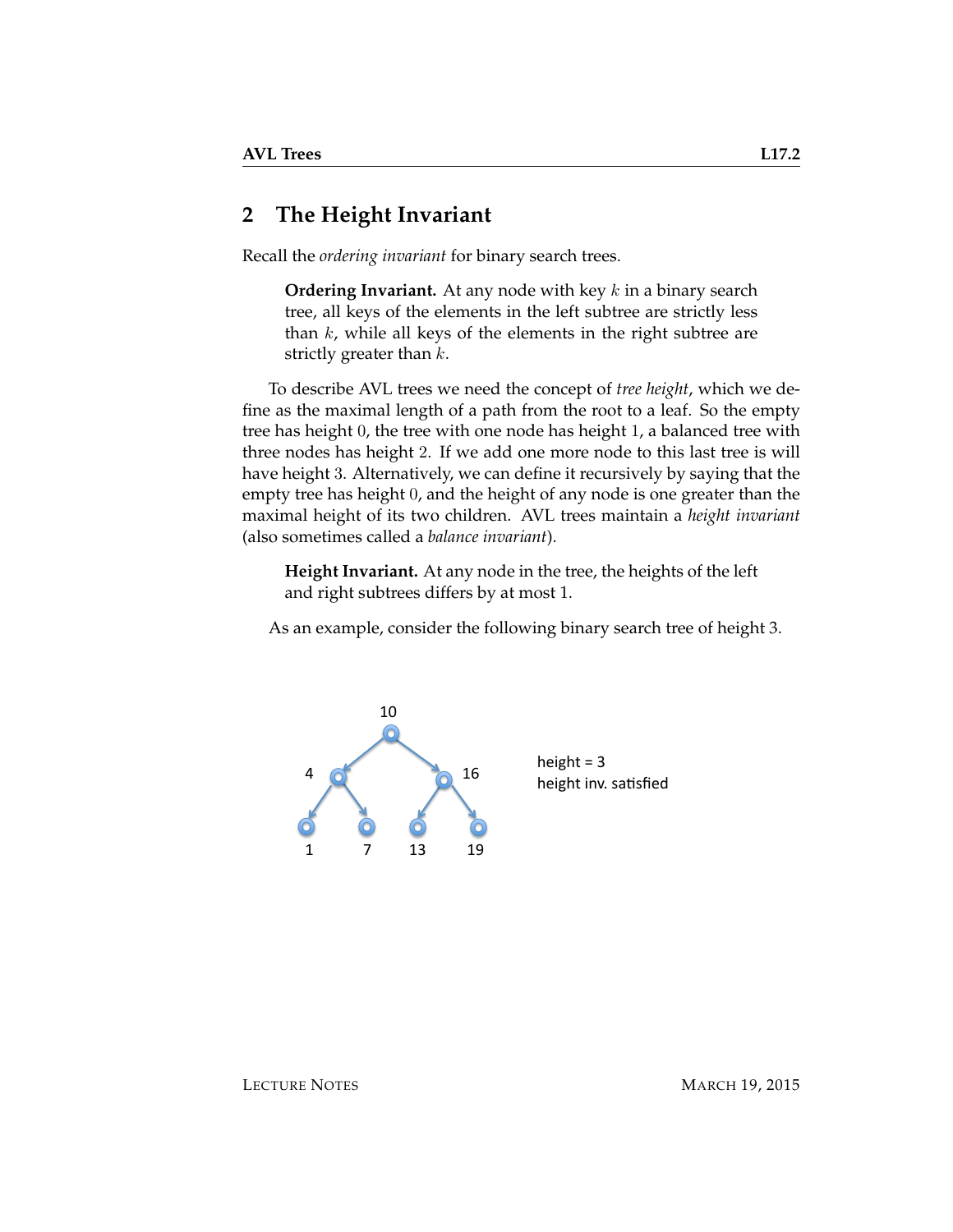## 2 The Height Invariant

Recall the *ordering invariant* for binary search trees.

> **Ordering Invariant.** At any node with key $k$ in a binary search tree, all keys of the elements in the left subtree are strictly less than $k$, while all keys of the elements in the right subtree are strictly greater than $k$.

To describe AVL trees we need the concept of *tree height*, which we define as the maximal length of a path from the root to a leaf. So the empty tree has height $0$, the tree with one node has height $1$, a balanced tree with three nodes has height $2$. If we add one more node to this last tree is will have height $3$. Alternatively, we can define it recursively by saying that the empty tree has height $0$, and the height of any node is one greater than the maximal height of its two children. AVL trees maintain a *height invariant* (also sometimes called a *balance invariant*).

> **Height Invariant.** At any node in the tree, the heights of the left and right subtrees differs by at most 1.

As an example, consider the following binary search tree of height 3.

height = 3
height inv. satisfied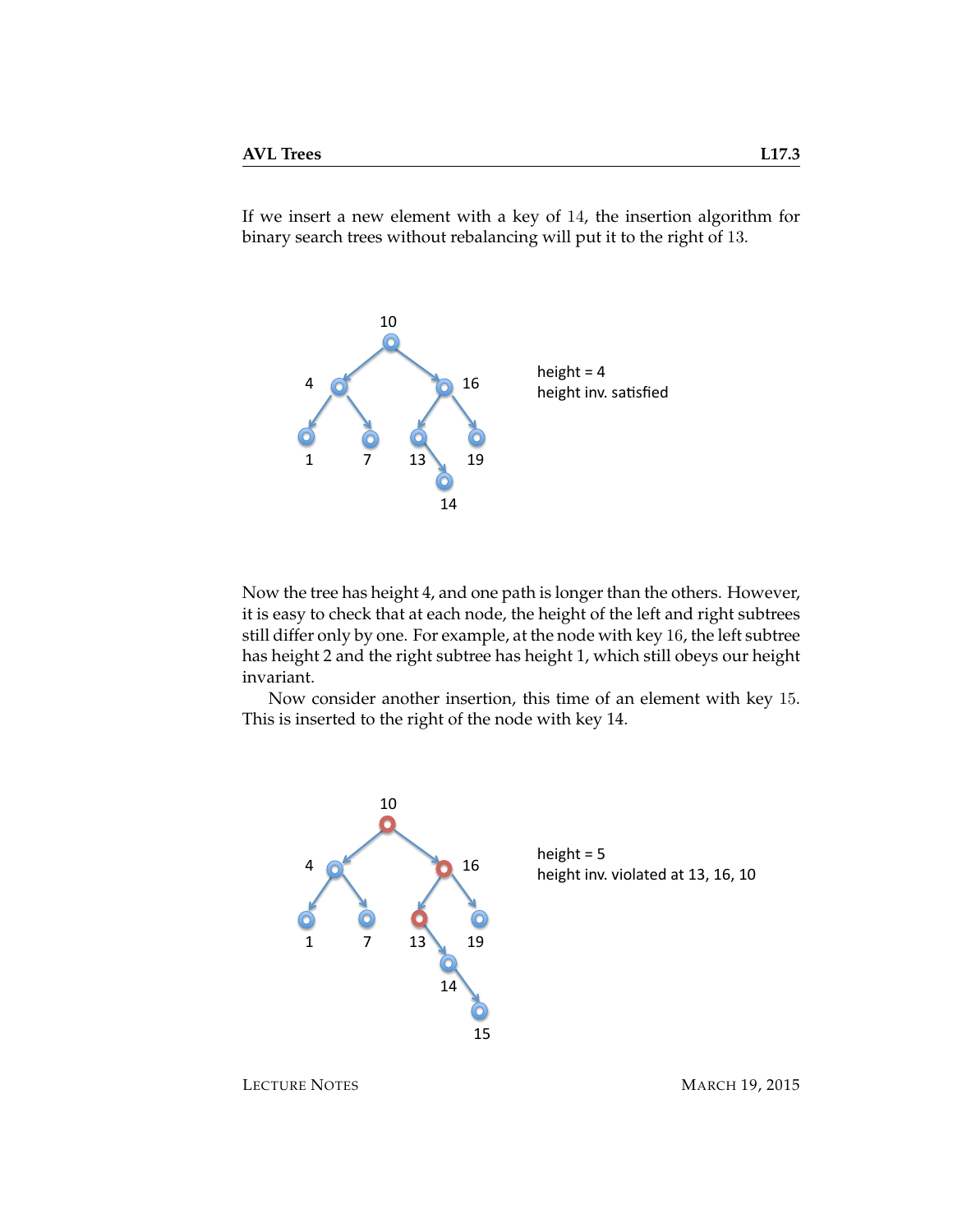If we insert a new element with a key of $14$, the insertion algorithm for binary search trees without rebalancing will put it to the right of $13$.

height = 4
height inv. satisfied

Now the tree has height 4, and one path is longer than the others. However, it is easy to check that at each node, the height of the left and right subtrees still differ only by one. For example, at the node with key $16$, the left subtree has height 2 and the right subtree has height 1, which still obeys our height invariant.

Now consider another insertion, this time of an element with key $15$. This is inserted to the right of the node with key 14.

height = 5
height inv. violated at 13, 16, 10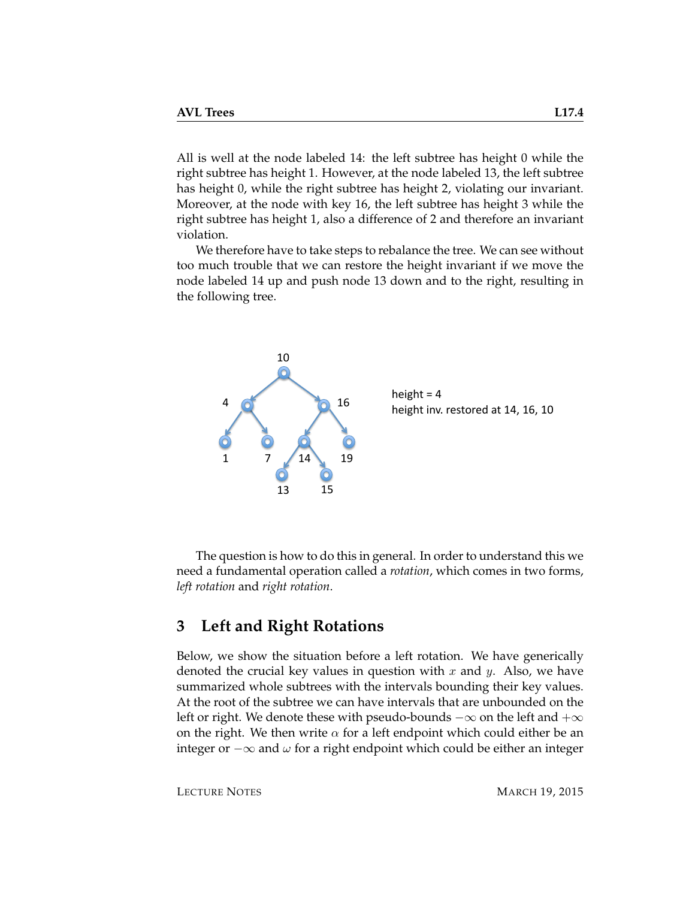All is well at the node labeled 14: the left subtree has height 0 while the right subtree has height 1. However, at the node labeled 13, the left subtree has height 0, while the right subtree has height 2, violating our invariant. Moreover, at the node with key 16, the left subtree has height 3 while the right subtree has height 1, also a difference of 2 and therefore an invariant violation.

We therefore have to take steps to rebalance the tree. We can see without too much trouble that we can restore the height invariant if we move the node labeled 14 up and push node 13 down and to the right, resulting in the following tree.

height = 4
height inv. restored at 14, 16, 10

The question is how to do this in general. In order to understand this we need a fundamental operation called a *rotation*, which comes in two forms, *left rotation* and *right rotation*.

## 3 Left and Right Rotations

Below, we show the situation before a left rotation. We have generically denoted the crucial key values in question with $x$ and $y$. Also, we have summarized whole subtrees with the intervals bounding their key values. At the root of the subtree we can have intervals that are unbounded on the left or right. We denote these with pseudo-bounds $-\infty$ on the left and $+\infty$ on the right. We then write $\alpha$ for a left endpoint which could either be an integer or $-\infty$ and $\omega$ for a right endpoint which could be either an integer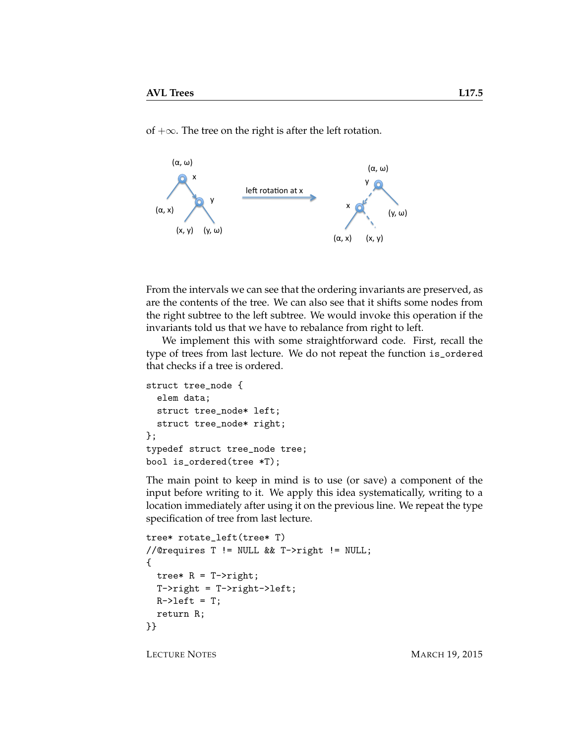of $+\infty$. The tree on the right is after the left rotation.

From the intervals we can see that the ordering invariants are preserved, as are the contents of the tree. We can also see that it shifts some nodes from the right subtree to the left subtree. We would invoke this operation if the invariants told us that we have to rebalance from right to left.

We implement this with some straightforward code. First, recall the type of trees from last lecture. We do not repeat the function `is_ordered` that checks if a tree is ordered.

```
struct tree_node {
  elem data;
  struct tree_node* left;
  struct tree_node* right;
};
typedef struct tree_node tree;
bool is_ordered(tree *T);
```

The main point to keep in mind is to use (or save) a component of the input before writing to it. We apply this idea systematically, writing to a location immediately after using it on the previous line. We repeat the type specification of tree from last lecture.

```
tree* rotate_left(tree* T)
//@requires T != NULL && T->right != NULL;
{
  tree* R = T->right;
  T->right = T->right->left;
  R->left = T;
  return R;
}}
```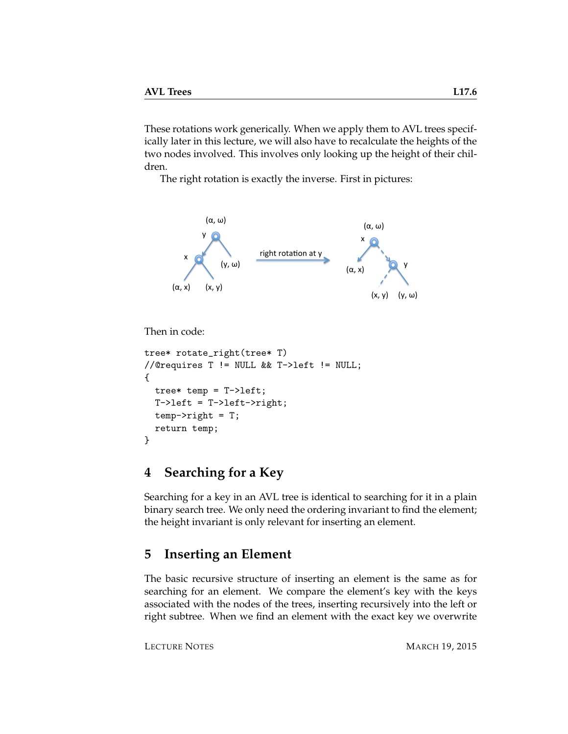These rotations work generically. When we apply them to AVL trees specifically later in this lecture, we will also have to recalculate the heights of the two nodes involved. This involves only looking up the height of their children.

The right rotation is exactly the inverse. First in pictures:

Then in code:

```
tree* rotate_right(tree* T)
//@requires T != NULL && T->left != NULL;
{
  tree* temp = T->left;
  T->left = T->left->right;
  temp->right = T;
  return temp;
}
```

## 4 Searching for a Key

Searching for a key in an AVL tree is identical to searching for it in a plain binary search tree. We only need the ordering invariant to find the element; the height invariant is only relevant for inserting an element.

## 5 Inserting an Element

The basic recursive structure of inserting an element is the same as for searching for an element. We compare the element's key with the keys associated with the nodes of the trees, inserting recursively into the left or right subtree. When we find an element with the exact key we overwrite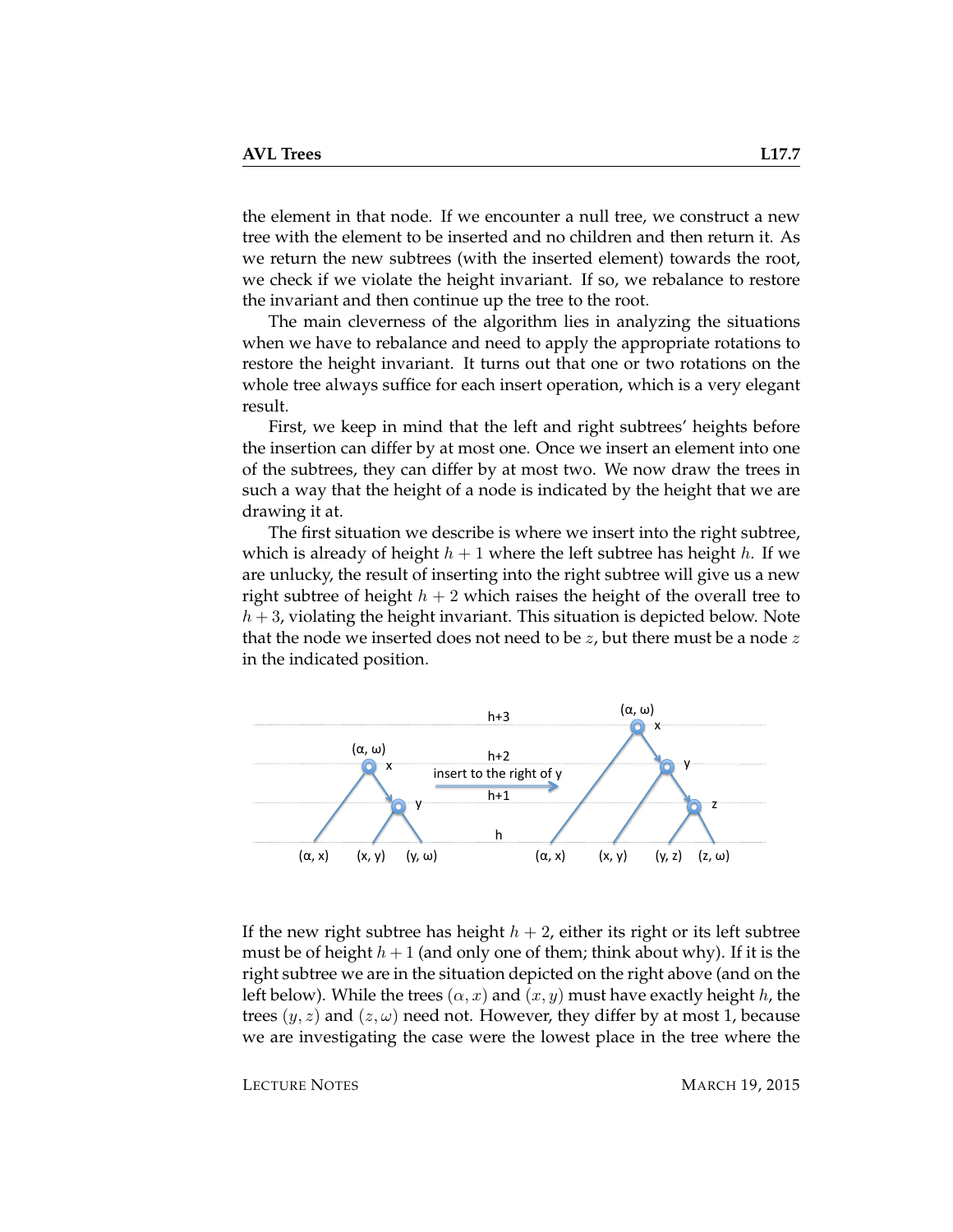the element in that node. If we encounter a null tree, we construct a new tree with the element to be inserted and no children and then return it. As we return the new subtrees (with the inserted element) towards the root, we check if we violate the height invariant. If so, we rebalance to restore the invariant and then continue up the tree to the root.

The main cleverness of the algorithm lies in analyzing the situations when we have to rebalance and need to apply the appropriate rotations to restore the height invariant. It turns out that one or two rotations on the whole tree always suffice for each insert operation, which is a very elegant result.

First, we keep in mind that the left and right subtrees' heights before the insertion can differ by at most one. Once we insert an element into one of the subtrees, they can differ by at most two. We now draw the trees in such a way that the height of a node is indicated by the height that we are drawing it at.

The first situation we describe is where we insert into the right subtree, which is already of height $h+1$ where the left subtree has height $h$. If we are unlucky, the result of inserting into the right subtree will give us a new right subtree of height $h+2$ which raises the height of the overall tree to $h+3$, violating the height invariant. This situation is depicted below. Note that the node we inserted does not need to be $z$, but there must be a node $z$ in the indicated position.

If the new right subtree has height $h+2$, either its right or its left subtree must be of height $h+1$ (and only one of them; think about why). If it is the right subtree we are in the situation depicted on the right above (and on the left below). While the trees $(\alpha, x)$ and $(x, y)$ must have exactly height $h$, the trees $(y, z)$ and $(z, \omega)$ need not. However, they differ by at most 1, because we are investigating the case were the lowest place in the tree where the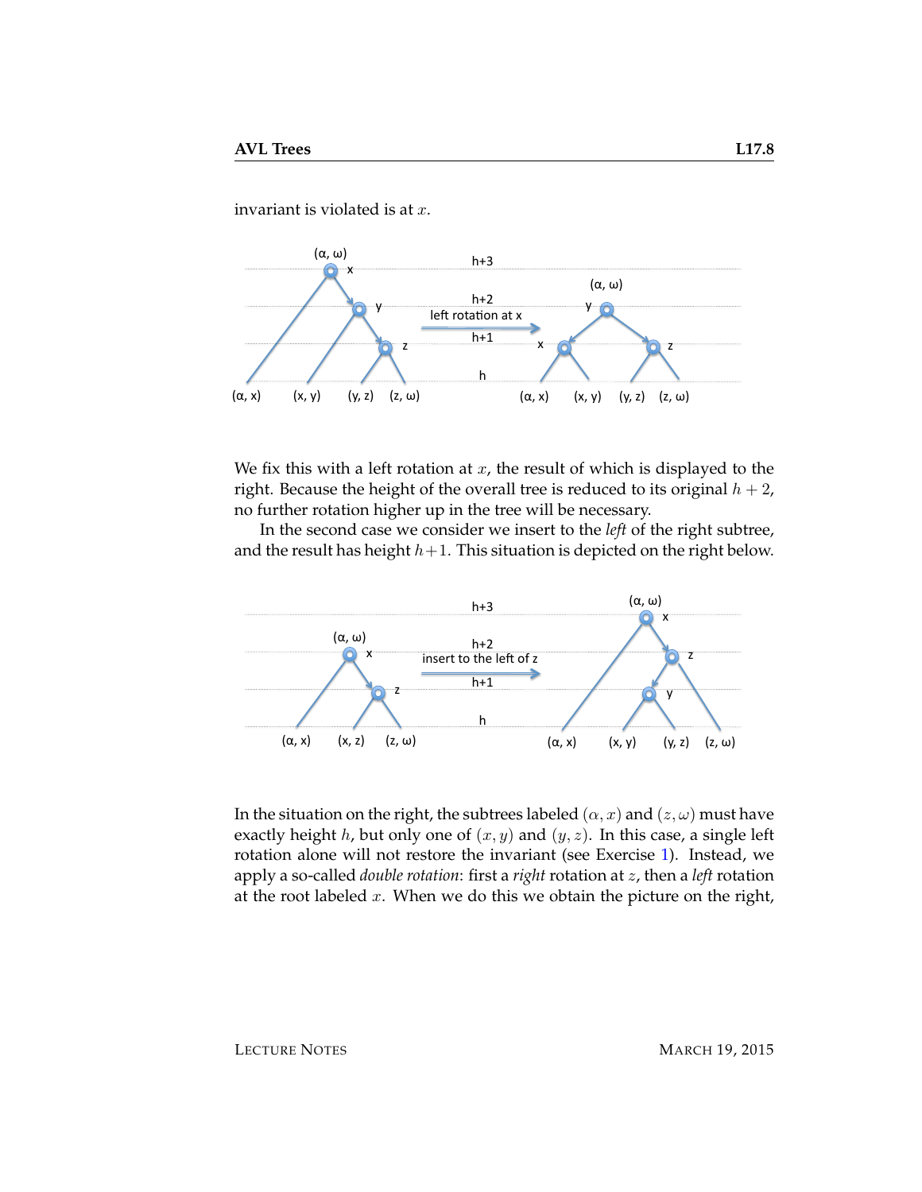invariant is violated is at $x$.

We fix this with a left rotation at $x$, the result of which is displayed to the right. Because the height of the overall tree is reduced to its original $h + 2$, no further rotation higher up in the tree will be necessary.

In the second case we consider we insert to the *left* of the right subtree, and the result has height $h+1$. This situation is depicted on the right below.

In the situation on the right, the subtrees labeled $(\alpha, x)$ and $(z, \omega)$ must have exactly height $h$, but only one of $(x, y)$ and $(y, z)$. In this case, a single left rotation alone will not restore the invariant (see Exercise 1). Instead, we apply a so-called *double rotation*: first a *right* rotation at $z$, then a *left* rotation at the root labeled $x$. When we do this we obtain the picture on the right,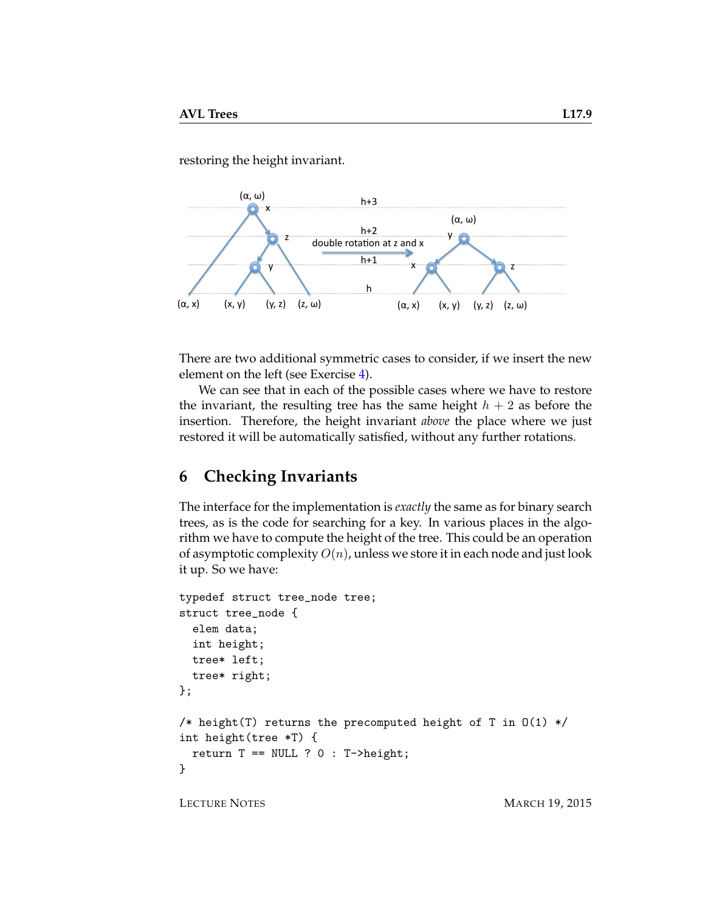restoring the height invariant.

There are two additional symmetric cases to consider, if we insert the new element on the left (see Exercise 4).

We can see that in each of the possible cases where we have to restore the invariant, the resulting tree has the same height $h + 2$ as before the insertion. Therefore, the height invariant *above* the place where we just restored it will be automatically satisfied, without any further rotations.

## 6 Checking Invariants

The interface for the implementation is *exactly* the same as for binary search trees, as is the code for searching for a key. In various places in the algorithm we have to compute the height of the tree. This could be an operation of asymptotic complexity $O(n)$, unless we store it in each node and just look it up. So we have:

```
typedef struct tree_node tree;
struct tree_node {
  elem data;
  int height;
  tree* left;
  tree* right;
};

/* height(T) returns the precomputed height of T in O(1) */
int height(tree *T) {
  return T == NULL ? 0 : T->height;
}
```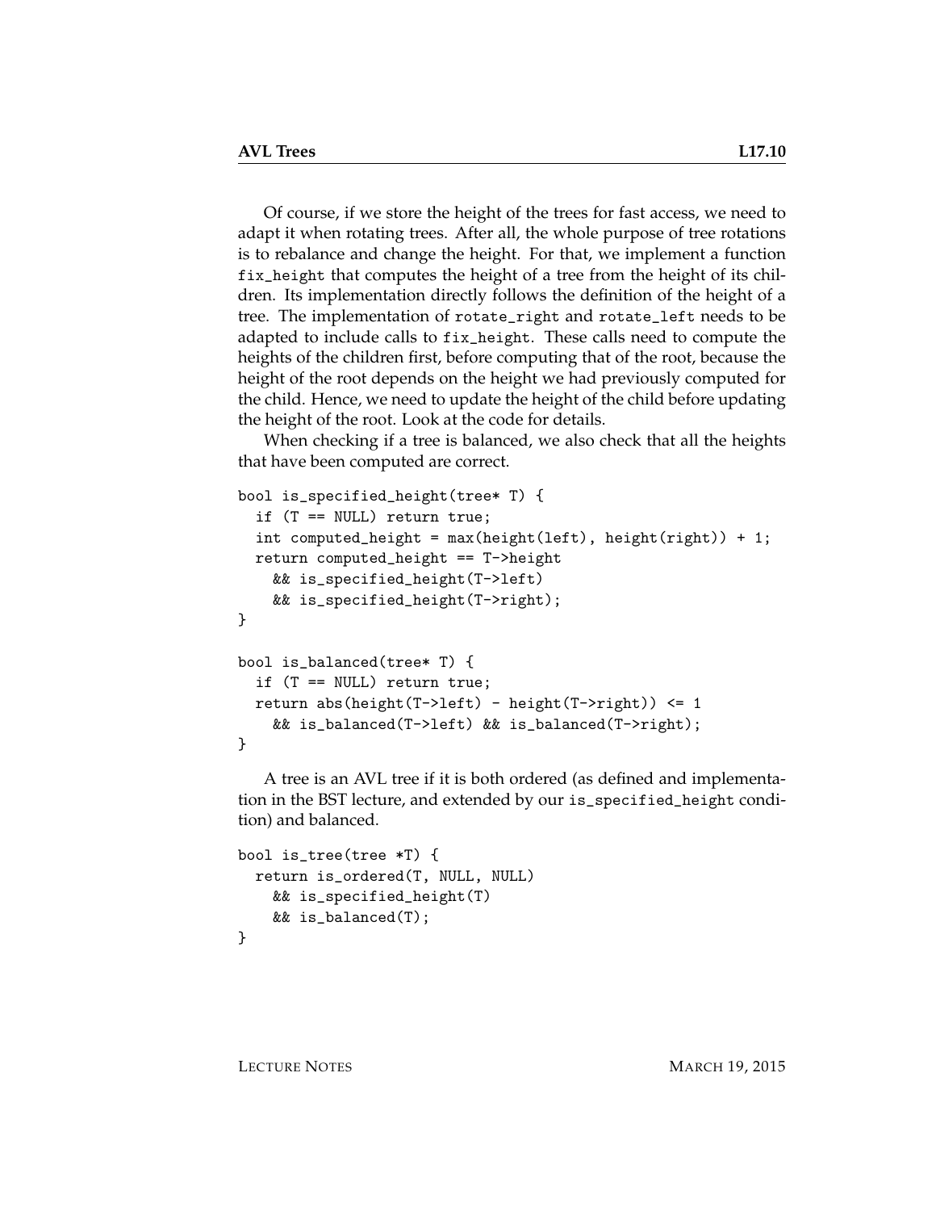Of course, if we store the height of the trees for fast access, we need to adapt it when rotating trees. After all, the whole purpose of tree rotations is to rebalance and change the height. For that, we implement a function `fix_height` that computes the height of a tree from the height of its children. Its implementation directly follows the definition of the height of a tree. The implementation of `rotate_right` and `rotate_left` needs to be adapted to include calls to `fix_height`. These calls need to compute the heights of the children first, before computing that of the root, because the height of the root depends on the height we had previously computed for the child. Hence, we need to update the height of the child before updating the height of the root. Look at the code for details.

When checking if a tree is balanced, we also check that all the heights that have been computed are correct.

```
bool is_specified_height(tree* T) {
  if (T == NULL) return true;
  int computed_height = max(height(left), height(right)) + 1;
  return computed_height == T->height
    && is_specified_height(T->left)
    && is_specified_height(T->right);
}

bool is_balanced(tree* T) {
  if (T == NULL) return true;
  return abs(height(T->left) - height(T->right)) <= 1
    && is_balanced(T->left) && is_balanced(T->right);
}
```

A tree is an AVL tree if it is both ordered (as defined and implementation in the BST lecture, and extended by our `is_specified_height` condition) and balanced.

```
bool is_tree(tree *T) {
  return is_ordered(T, NULL, NULL)
    && is_specified_height(T)
    && is_balanced(T);
}
```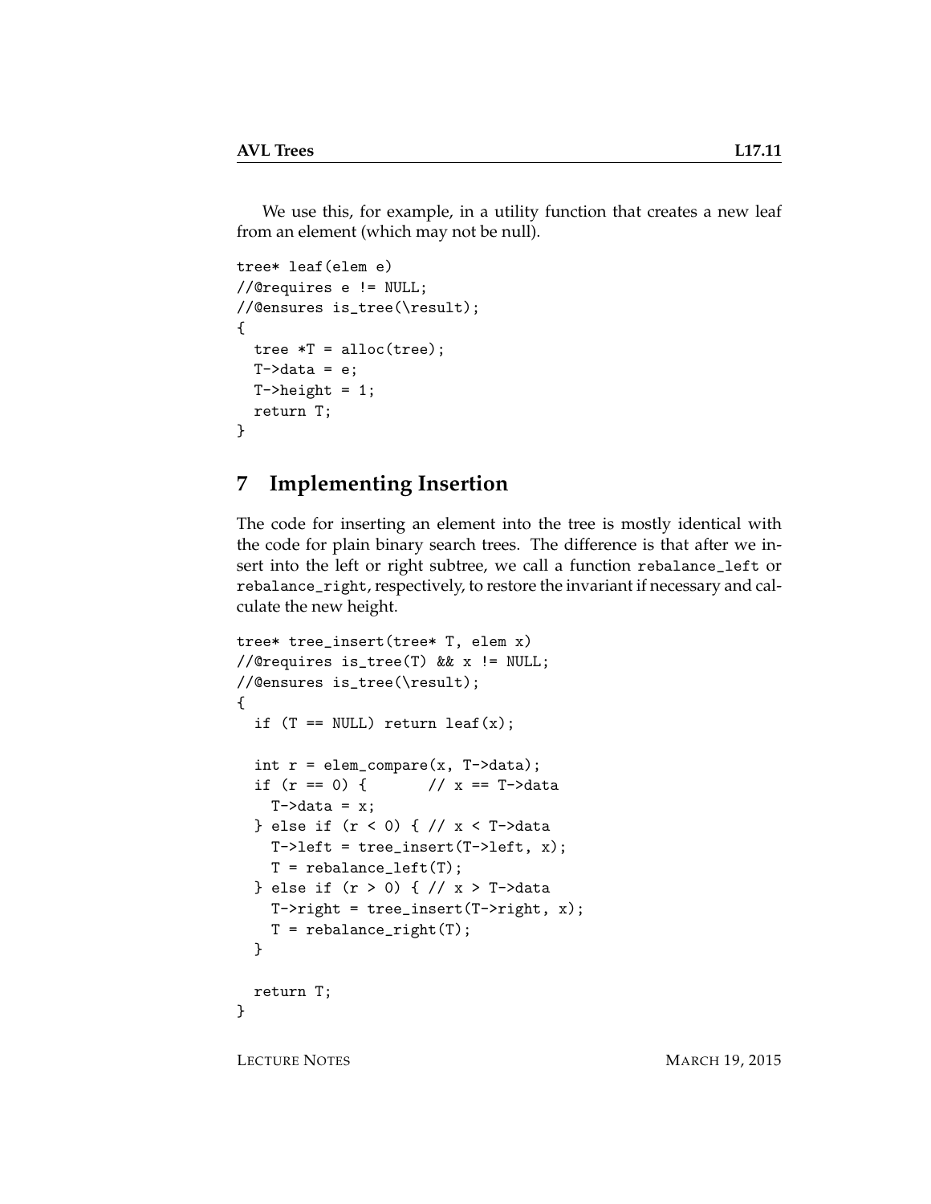We use this, for example, in a utility function that creates a new leaf from an element (which may not be null).

```
tree* leaf(elem e)
//@requires e != NULL;
//@ensures is_tree(\result);
{
  tree *T = alloc(tree);
  T->data = e;
  T->height = 1;
  return T;
}
```

## 7 Implementing Insertion

The code for inserting an element into the tree is mostly identical with the code for plain binary search trees. The difference is that after we insert into the left or right subtree, we call a function `rebalance_left` or `rebalance_right`, respectively, to restore the invariant if necessary and calculate the new height.

```
tree* tree_insert(tree* T, elem x)
//@requires is_tree(T) && x != NULL;
//@ensures is_tree(\result);
{
  if (T == NULL) return leaf(x);

  int r = elem_compare(x, T->data);
  if (r == 0) {       // x == T->data
    T->data = x;
  } else if (r < 0) { // x < T->data
    T->left = tree_insert(T->left, x);
    T = rebalance_left(T);
  } else if (r > 0) { // x > T->data
    T->right = tree_insert(T->right, x);
    T = rebalance_right(T);
  }

  return T;
}
```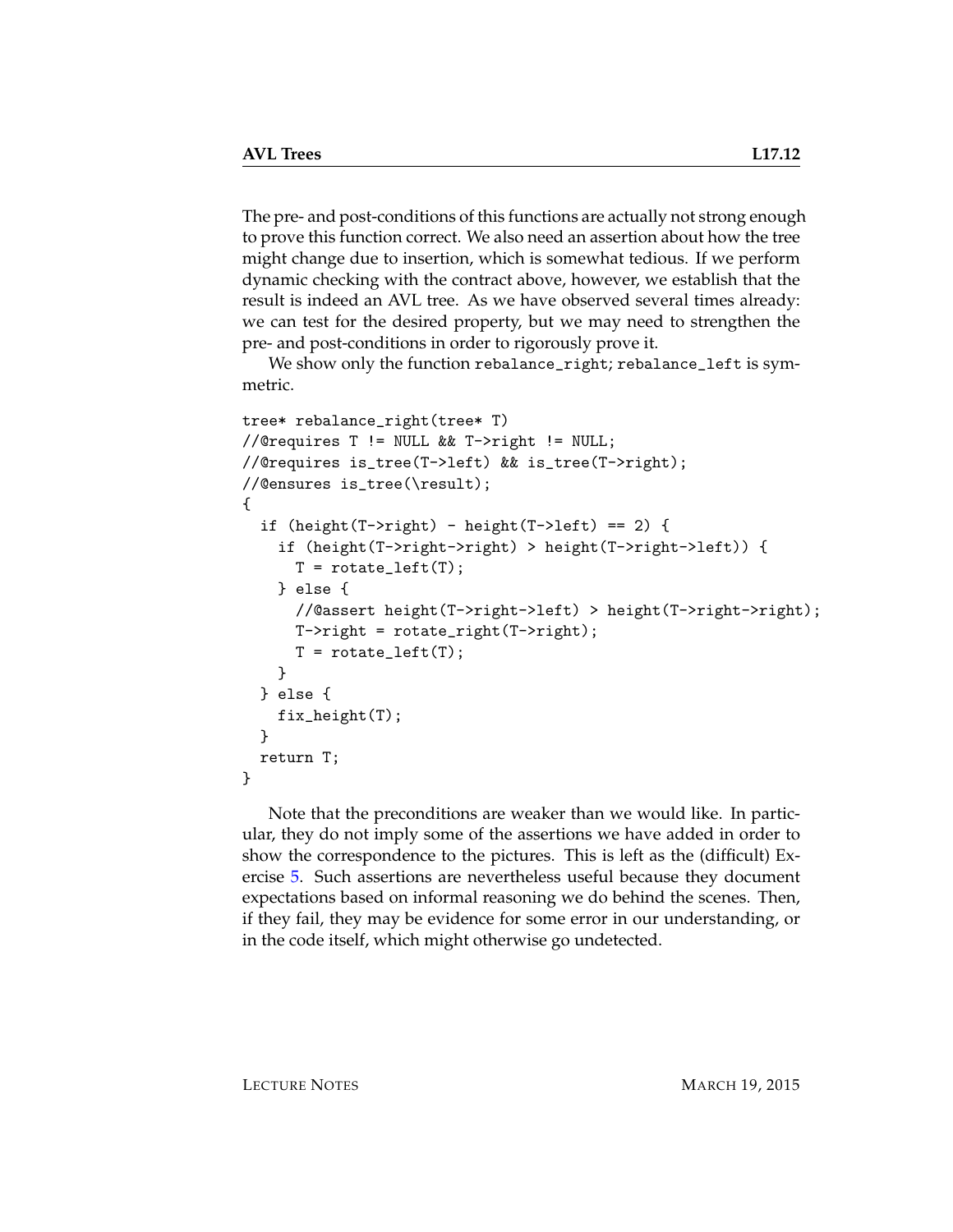The pre- and post-conditions of this functions are actually not strong enough to prove this function correct. We also need an assertion about how the tree might change due to insertion, which is somewhat tedious. If we perform dynamic checking with the contract above, however, we establish that the result is indeed an AVL tree. As we have observed several times already: we can test for the desired property, but we may need to strengthen the pre- and post-conditions in order to rigorously prove it.

We show only the function `rebalance_right`; `rebalance_left` is symmetric.

```
tree* rebalance_right(tree* T)
//@requires T != NULL && T->right != NULL;
//@requires is_tree(T->left) && is_tree(T->right);
//@ensures is_tree(\result);
{
  if (height(T->right) - height(T->left) == 2) {
    if (height(T->right->right) > height(T->right->left)) {
      T = rotate_left(T);
    } else {
      //@assert height(T->right->left) > height(T->right->right);
      T->right = rotate_right(T->right);
      T = rotate_left(T);
    }
  } else {
    fix_height(T);
  }
  return T;
}
```

Note that the preconditions are weaker than we would like. In particular, they do not imply some of the assertions we have added in order to show the correspondence to the pictures. This is left as the (difficult) Exercise 5. Such assertions are nevertheless useful because they document expectations based on informal reasoning we do behind the scenes. Then, if they fail, they may be evidence for some error in our understanding, or in the code itself, which might otherwise go undetected.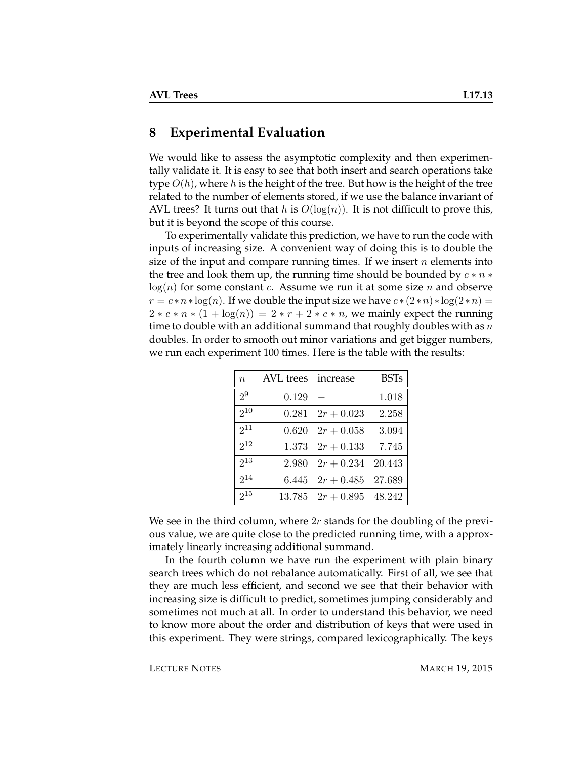## 8 Experimental Evaluation

We would like to assess the asymptotic complexity and then experimentally validate it. It is easy to see that both insert and search operations take type $O(h)$, where $h$ is the height of the tree. But how is the height of the tree related to the number of elements stored, if we use the balance invariant of AVL trees? It turns out that $h$ is $O(\log(n))$. It is not difficult to prove this, but it is beyond the scope of this course.

To experimentally validate this prediction, we have to run the code with inputs of increasing size. A convenient way of doing this is to double the size of the input and compare running times. If we insert $n$ elements into the tree and look them up, the running time should be bounded by $c * n * \log(n)$ for some constant $c$. Assume we run it at some size $n$ and observe $r = c * n * \log(n)$. If we double the input size we have $c * (2 * n) * \log(2 * n) = 2 * c * n * (1 + \log(n)) = 2 * r + 2 * c * n$, we mainly expect the running time to double with an additional summand that roughly doubles with as $n$ doubles. In order to smooth out minor variations and get bigger numbers, we run each experiment 100 times. Here is the table with the results:

| $n$ | AVL trees | increase | BSTs |
|---|---|---|---|
| $2^9$ | 0.129 | $-$ | 1.018 |
| $2^{10}$ | 0.281 | $2r + 0.023$ | 2.258 |
| $2^{11}$ | 0.620 | $2r + 0.058$ | 3.094 |
| $2^{12}$ | 1.373 | $2r + 0.133$ | 7.745 |
| $2^{13}$ | 2.980 | $2r + 0.234$ | 20.443 |
| $2^{14}$ | 6.445 | $2r + 0.485$ | 27.689 |
| $2^{15}$ | 13.785 | $2r + 0.895$ | 48.242 |

We see in the third column, where $2r$ stands for the doubling of the previous value, we are quite close to the predicted running time, with a approximately linearly increasing additional summand.

In the fourth column we have run the experiment with plain binary search trees which do not rebalance automatically. First of all, we see that they are much less efficient, and second we see that their behavior with increasing size is difficult to predict, sometimes jumping considerably and sometimes not much at all. In order to understand this behavior, we need to know more about the order and distribution of keys that were used in this experiment. They were strings, compared lexicographically. The keys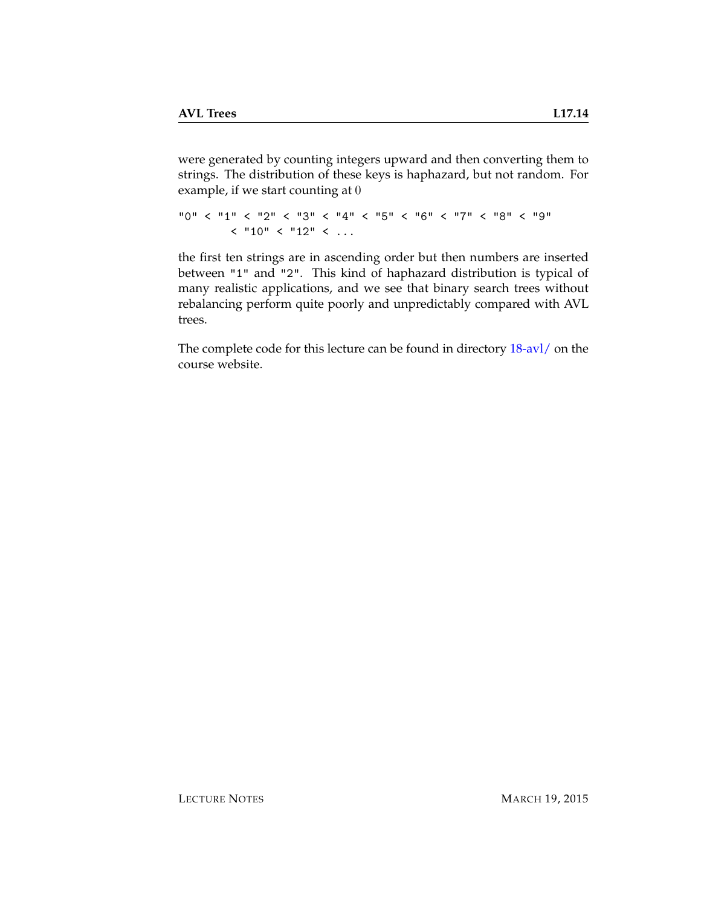were generated by counting integers upward and then converting them to strings. The distribution of these keys is haphazard, but not random. For example, if we start counting at $0$

```
"0" < "1" < "2" < "3" < "4" < "5" < "6" < "7" < "8" < "9"
        < "10" < "12" < ...
```

the first ten strings are in ascending order but then numbers are inserted between "1" and "2". This kind of haphazard distribution is typical of many realistic applications, and we see that binary search trees without rebalancing perform quite poorly and unpredictably compared with AVL trees.

The complete code for this lecture can be found in directory 18-avl/ on the course website.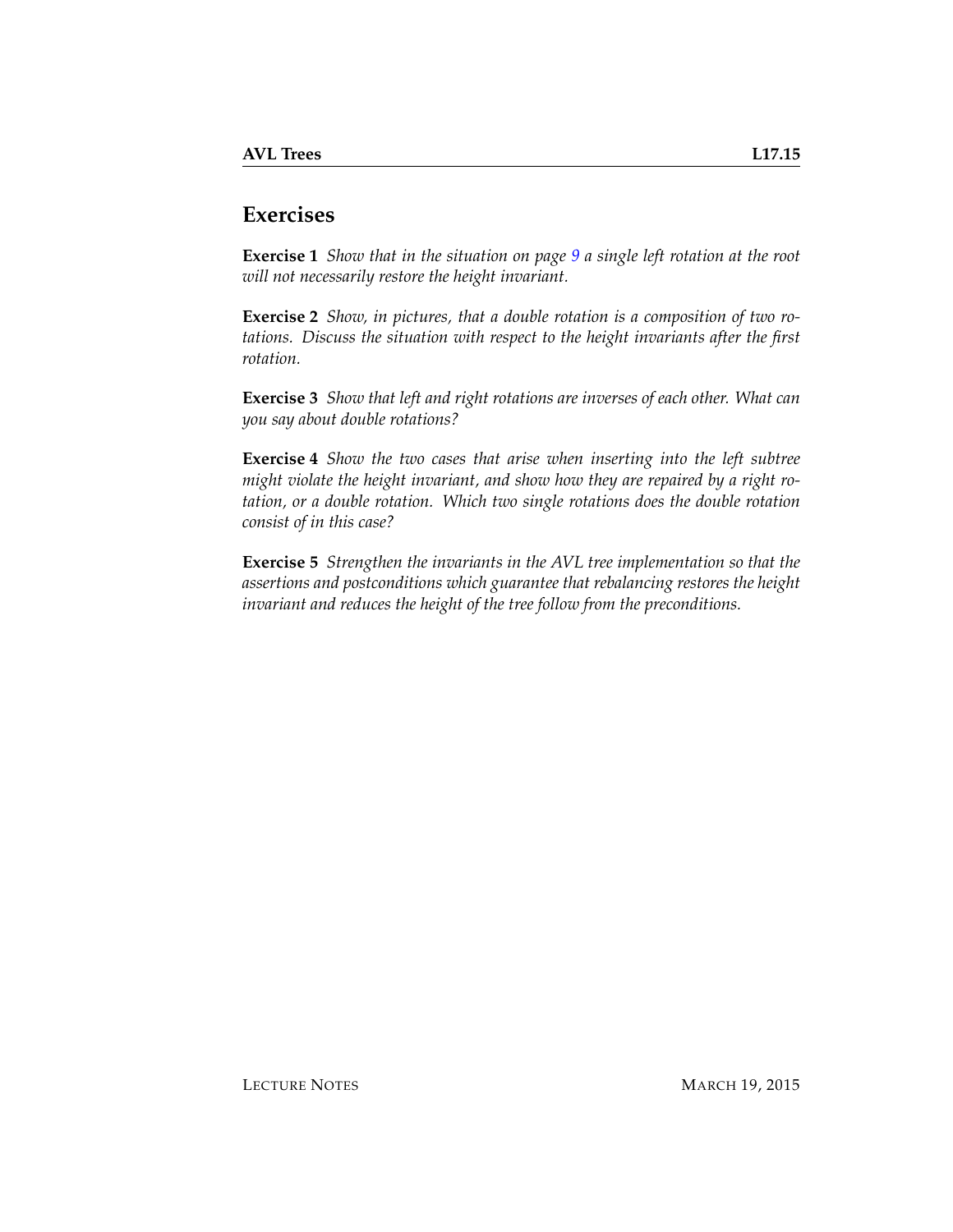## Exercises

**Exercise 1** *Show that in the situation on page 9 a single left rotation at the root will not necessarily restore the height invariant.*

**Exercise 2** *Show, in pictures, that a double rotation is a composition of two rotations. Discuss the situation with respect to the height invariants after the first rotation.*

**Exercise 3** *Show that left and right rotations are inverses of each other. What can you say about double rotations?*

**Exercise 4** *Show the two cases that arise when inserting into the left subtree might violate the height invariant, and show how they are repaired by a right rotation, or a double rotation. Which two single rotations does the double rotation consist of in this case?*

**Exercise 5** *Strengthen the invariants in the AVL tree implementation so that the assertions and postconditions which guarantee that rebalancing restores the height invariant and reduces the height of the tree follow from the preconditions.*